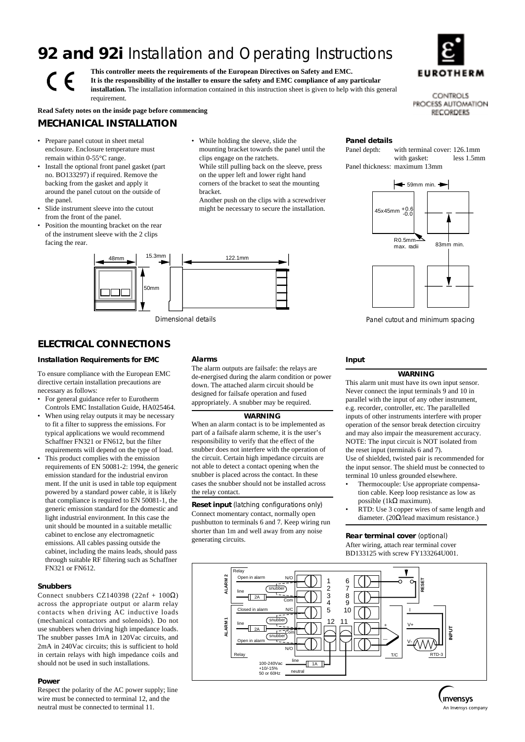# 92 and 92i Installation and Operating Instructions

**This controller meets the requirements of the European Directives on Safety and EMC. It is the responsibility of the installer to ensure the safety and EMC compliance of any particular installation.** The installation information contained in this instruction sheet is given to help with this general requirement.

EUROTHERM

CONTROLS
PROCESS AUTOMATION
RECORDERS

**Read Safety notes on the inside page before commencing**

## MECHANICAL INSTALLATION

- Prepare panel cutout in sheet metal enclosure. Enclosure temperature must remain within 0-55°C range.
- Install the optional front panel gasket (part no. BO133297) if required. Remove the backing from the gasket and apply it around the panel cutout on the outside of the panel.
- Slide instrument sleeve into the cutout from the front of the panel.
- Position the mounting bracket on the rear of the instrument sleeve with the 2 clips facing the rear.
- While holding the sleeve, slide the mounting bracket towards the panel until the clips engage on the ratchets.
  While still pulling back on the sleeve, press on the upper left and lower right hand corners of the bracket to seat the mounting bracket.
  Another push on the clips with a screwdriver might be necessary to secure the installation.

### Panel details

Panel depth: with terminal cover: 126.1mm
with gasket: less 1.5mm
Panel thickness: maximum 13mm

48mm 15.3mm 122.1mm 50mm

*Dimensional details*

59mm min. 45x45mm $^{+0.6}_{-0.0}$ R0.5mm max. radii 83mm min.

*Panel cutout and minimum spacing*

## ELECTRICAL CONNECTIONS

### Installation Requirements for EMC

To ensure compliance with the European EMC directive certain installation precautions are necessary as follows:

- For general guidance refer to Eurotherm Controls EMC Installation Guide, HA025464.
- When using relay outputs it may be necessary to fit a filter to suppress the emissions. For typical applications we would recommend Schaffner FN321 or FN612, but the filter requirements will depend on the type of load.
- This product complies with the emission requirements of EN 50081-2: 1994, the generic emission standard for the industrial environ ment. If the unit is used in table top equipment powered by a standard power cable, it is likely that compliance is required to EN 50081-1, the generic emission standard for the domestic and light industrial environment. In this case the unit should be mounted in a suitable metallic cabinet to enclose any electromagnetic emissions. All cables passing outside the cabinet, including the mains leads, should pass through suitable RF filtering such as Schaffner FN321 or FN612.

### Snubbers

Connect snubbers CZ140398 (22nf + 100Ω) across the appropriate output or alarm relay contacts when driving AC inductive loads (mechanical contactors and solenoids). Do not use snubbers when driving high impedance loads. The snubber passes 1mA in 120Vac circuits, and 2mA in 240Vac circuits; this is sufficient to hold in certain relays with high impedance coils and should not be used in such installations.

### Power

Respect the polarity of the AC power supply; line wire must be connected to terminal 12, and the neutral must be connected to terminal 11.

### Alarms

The alarm outputs are failsafe: the relays are de-energised during the alarm condition or power down. The attached alarm circuit should be designed for failsafe operation and fused appropriately. A snubber may be required.

**WARNING**

When an alarm contact is to be implemented as part of a failsafe alarm scheme, it is the user's responsibility to verify that the effect of the snubber does not interfere with the operation of the circuit. Certain high impedance circuits are not able to detect a contact opening when the snubber is placed across the contact. In these cases the snubber should not be installed across the relay contact.

**Reset input** *(latching configurations only)*
Connect momentary contact, normally open pushbutton to terminals 6 and 7. Keep wiring run shorter than 1m and well away from any noise generating circuits.

### Input

**WARNING**

This alarm unit must have its own input sensor. Never connect the input terminals 9 and 10 in parallel with the input of any other instrument, e.g. recorder, controller, etc. The parallelled inputs of other instruments interfere with proper operation of the sensor break detection circuitry and may also impair the measurement accuracy. NOTE: The input circuit is NOT isolated from the reset input (terminals 6 and 7).
Use of shielded, twisted pair is recommended for the input sensor. The shield must be connected to terminal 10 unless grounded elsewhere.

- Thermocouple: Use appropriate compensation cable. Keep loop resistance as low as possible (1kΩ maximum).
- RTD: Use 3 copper wires of same length and diameter. (20Ω/lead maximum resistance.)

**Rear terminal cover** *(optional)*
After wiring, attach rear terminal cover BD133125 with screw FY133264U001.

ALARM 2: Relay, Open in alarm, N/O, line, 2A, snubber, Com — terminals 1, 2, 3
ALARM 1: Closed in alarm, N/C, line, 2A, snubber, Com, Open in alarm, N/O, Relay — terminals 3, 4, 5
RESET — terminals 6, 7
INPUT — terminals 8, 9, 10: I, V+, V-, +, —, T/C, RTD-3
Power — terminals 12, 11: 100-240Vac +10/-15% 50 or 60Hz, line, 1A, neutral

Invensys — An Invensys company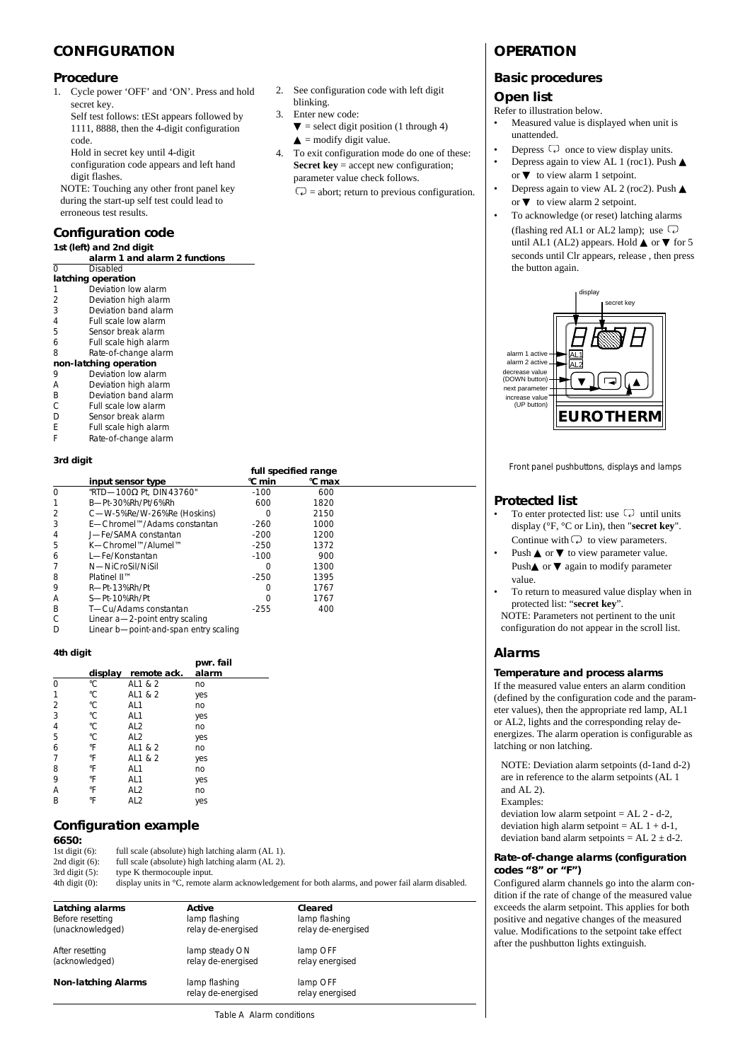# CONFIGURATION

## Procedure

1. Cycle power 'OFF' and 'ON'. Press and hold secret key.

   Self test follows: tESt appears followed by 1111, 8888, then the 4-digit configuration code.

   Hold in secret key until 4-digit configuration code appears and left hand digit flashes.

   NOTE: Touching any other front panel key during the start-up self test could lead to erroneous test results.

2. See configuration code with left digit blinking.
3. Enter new code:

   ▼ = select digit position (1 through 4)

   ▲ = modify digit value.
4. To exit configuration mode do one of these:

   **Secret key** = accept new configuration; parameter value check follows.

   ⮐ = abort; return to previous configuration.

## Configuration code

**1st (left) and 2nd digit**

| | alarm 1 and alarm 2 functions |
|---|---|
| 0 | Disabled |
| **latching operation** | |
| 1 | Deviation low alarm |
| 2 | Deviation high alarm |
| 3 | Deviation band alarm |
| 4 | Full scale low alarm |
| 5 | Sensor break alarm |
| 6 | Full scale high alarm |
| 8 | Rate-of-change alarm |
| **non-latching operation** | |
| 9 | Deviation low alarm |
| A | Deviation high alarm |
| B | Deviation band alarm |
| C | Full scale low alarm |
| D | Sensor break alarm |
| E | Full scale high alarm |
| F | Rate-of-change alarm |

**3rd digit**

| | input sensor type | full specified range °C min | °C max |
|---|---|---|---|
| 0 | "RTD—100Ω Pt, DIN43760" | -100 | 600 |
| 1 | B—Pt-30%Rh/Pt/6%Rh | 600 | 1820 |
| 2 | C—W-5%Re/W-26%Re (Hoskins) | 0 | 2150 |
| 3 | E—Chromel™/Adams constantan | -260 | 1000 |
| 4 | J—Fe/SAMA constantan | -200 | 1200 |
| 5 | K—Chromel™/Alumel™ | -250 | 1372 |
| 6 | L—Fe/Konstantan | -100 | 900 |
| 7 | N—NiCroSil/NiSil | 0 | 1300 |
| 8 | Platinel II™ | -250 | 1395 |
| 9 | R—Pt-13%Rh/Pt | 0 | 1767 |
| A | S—Pt-10%Rh/Pt | 0 | 1767 |
| B | T—Cu/Adams constantan | -255 | 400 |
| C | Linear a—2-point entry scaling | | |
| D | Linear b—point-and-span entry scaling | | |

**4th digit**

| | display | remote ack. | pwr. fail alarm |
|---|---|---|---|
| 0 | °C | AL1 & 2 | no |
| 1 | °C | AL1 & 2 | yes |
| 2 | °C | AL1 | no |
| 3 | °C | AL1 | yes |
| 4 | °C | AL2 | no |
| 5 | °C | AL2 | yes |
| 6 | °F | AL1 & 2 | no |
| 7 | °F | AL1 & 2 | yes |
| 8 | °F | AL1 | no |
| 9 | °F | AL1 | yes |
| A | °F | AL2 | no |
| B | °F | AL2 | yes |

## Configuration example

**6650:**

1st digit (6): full scale (absolute) high latching alarm (AL 1).
2nd digit (6): full scale (absolute) high latching alarm (AL 2).
3rd digit (5): type K thermocouple input.
4th digit (0): display units in °C, remote alarm acknowledgement for both alarms, and power fail alarm disabled.

| Latching alarms | Active | Cleared |
|---|---|---|
| Before resetting (unacknowledged) | lamp flashing relay de-energised | lamp flashing relay de-energised |
| After resetting (acknowledged) | lamp steady ON relay de-energised | lamp OFF relay energised |
| **Non-latching Alarms** | lamp flashing relay de-energised | lamp OFF relay energised |

Table A Alarm conditions

# OPERATION

## Basic procedures

## Open list

Refer to illustration below.

- Measured value is displayed when unit is unattended.
- Depress ⮐ once to view display units.
- Depress again to view AL 1 (roc1). Push ▲ or ▼ to view alarm 1 setpoint.
- Depress again to view AL 2 (roc2). Push ▲ or ▼ to view alarm 2 setpoint.
- To acknowledge (or reset) latching alarms (flashing red AL1 or AL2 lamp); use ⮐ until AL1 (AL2) appears. Hold ▲ or ▼ for 5 seconds until Clr appears, release , then press the button again.

display — secret key — alarm 1 active (AL1) — alarm 2 active (AL2) — decrease value (DOWN button) — next parameter — increase value (UP button) — EUROTHERM

Front panel pushbuttons, displays and lamps

## Protected list

- To enter protected list: use ⮐ until units display (°F, °C or Lin), then "**secret key**". Continue with ⮐ to view parameters.
- Push ▲ or ▼ to view parameter value. Push ▲ or ▼ again to modify parameter value.
- To return to measured value display when in protected list: "**secret key**".

NOTE: Parameters not pertinent to the unit configuration do not appear in the scroll list.

## Alarms

### Temperature and process alarms

If the measured value enters an alarm condition (defined by the configuration code and the parameter values), then the appropriate red lamp, AL1 or AL2, lights and the corresponding relay de-energizes. The alarm operation is configurable as latching or non latching.

NOTE: Deviation alarm setpoints (d-1and d-2) are in reference to the alarm setpoints (AL 1 and AL 2).

Examples:

deviation low alarm setpoint = AL 2 - d-2,
deviation high alarm setpoint = AL 1 + d-1,
deviation band alarm setpoints = AL 2 ± d-2.

### Rate-of-change alarms (configuration codes "8" or "F")

Configured alarm channels go into the alarm condition if the rate of change of the measured value exceeds the alarm setpoint. This applies for both positive and negative changes of the measured value. Modifications to the setpoint take effect after the pushbutton lights extinguish.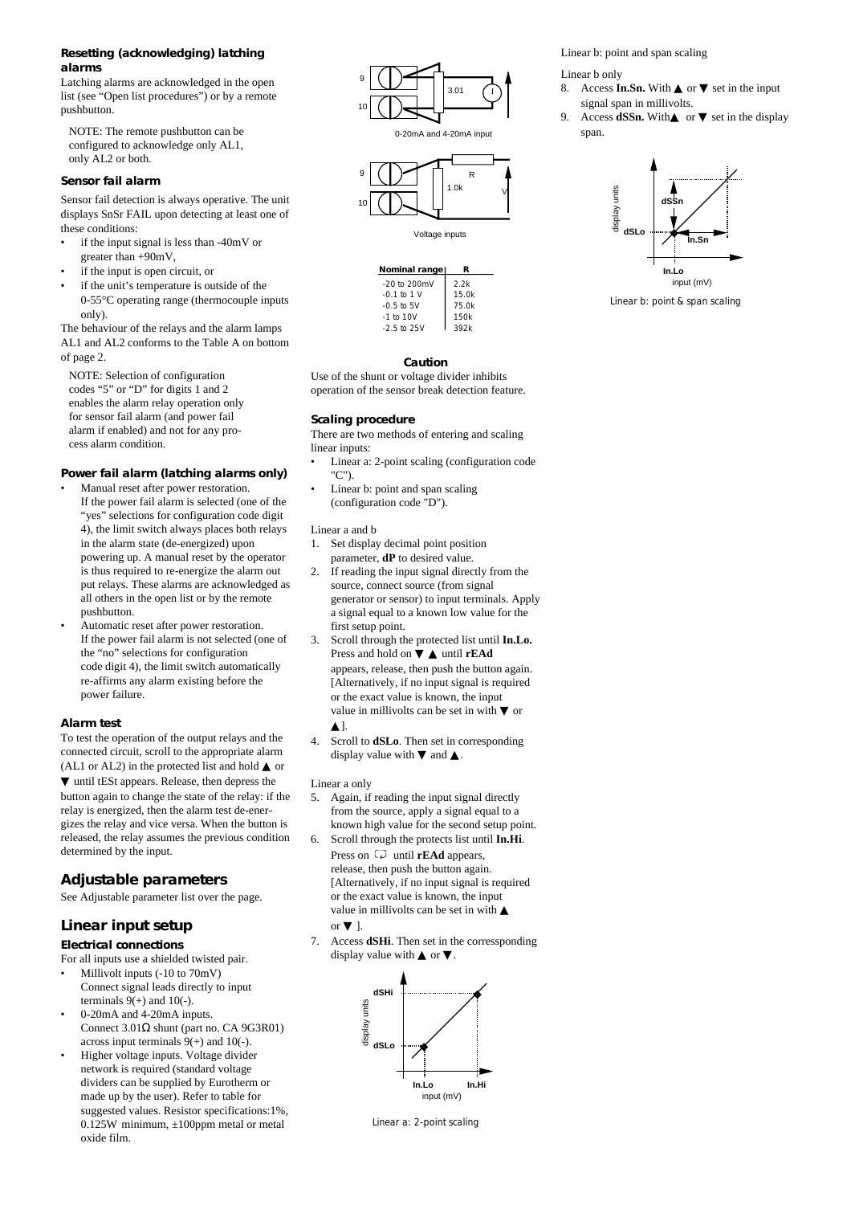### Resetting (acknowledging) latching alarms

Latching alarms are acknowledged in the open list (see "Open list procedures") or by a remote pushbutton.

NOTE: The remote pushbutton can be configured to acknowledge only AL1, only AL2 or both.

### Sensor fail alarm

Sensor fail detection is always operative. The unit displays SnSr FAIL upon detecting at least one of these conditions:

- if the input signal is less than -40mV or greater than +90mV,
- if the input is open circuit, or
- if the unit's temperature is outside of the 0-55°C operating range (thermocouple inputs only).

The behaviour of the relays and the alarm lamps AL1 and AL2 conforms to the Table A on bottom of page 2.

NOTE: Selection of configuration codes "5" or "D" for digits 1 and 2 enables the alarm relay operation only for sensor fail alarm (and power fail alarm if enabled) and not for any process alarm condition.

### Power fail alarm (latching alarms only)

- Manual reset after power restoration. If the power fail alarm is selected (one of the "yes" selections for configuration code digit 4), the limit switch always places both relays in the alarm state (de-energized) upon powering up. A manual reset by the operator is thus required to re-energize the alarm out put relays. These alarms are acknowledged as all others in the open list or by the remote pushbutton.
- Automatic reset after power restoration. If the power fail alarm is not selected (one of the "no" selections for configuration code digit 4), the limit switch automatically re-affirms any alarm existing before the power failure.

### Alarm test

To test the operation of the output relays and the connected circuit, scroll to the appropriate alarm (AL1 or AL2) in the protected list and hold ▲ or ▼ until tESt appears. Release, then depress the button again to change the state of the relay: if the relay is energized, then the alarm test de-energizes the relay and vice versa. When the button is released, the relay assumes the previous condition determined by the input.

## Adjustable parameters

See Adjustable parameter list over the page.

## Linear input setup

### Electrical connections

For all inputs use a shielded twisted pair.

- Millivolt inputs (-10 to 70mV) Connect signal leads directly to input terminals 9(+) and 10(-).
- 0-20mA and 4-20mA inputs. Connect 3.01Ω shunt (part no. CA 9G3R01) across input terminals 9(+) and 10(-).
- Higher voltage inputs. Voltage divider network is required (standard voltage dividers can be supplied by Eurotherm or made up by the user). Refer to table for suggested values. Resistor specifications:1%, 0.125W minimum, ±100ppm metal or metal oxide film.

0-20mA and 4-20mA input

Voltage inputs

| Nominal range | R |
|---|---|
| -20 to 200mV | 2.2k |
| -0.1 to 1 V | 15.0k |
| -0.5 to 5V | 75.0k |
| -1 to 10V | 150k |
| -2.5 to 25V | 392k |

**Caution**

Use of the shunt or voltage divider inhibits operation of the sensor break detection feature.

### Scaling procedure

There are two methods of entering and scaling linear inputs:

- Linear a: 2-point scaling (configuration code "C").
- Linear b: point and span scaling (configuration code "D").

Linear a and b

1. Set display decimal point position parameter, **dP** to desired value.
2. If reading the input signal directly from the source, connect source (from signal generator or sensor) to input terminals. Apply a signal equal to a known low value for the first setup point.
3. Scroll through the protected list until **In.Lo.** Press and hold on ▼ ▲ until **rEAd** appears, release, then push the button again. [Alternatively, if no input signal is required or the exact value is known, the input value in millivolts can be set in with ▼ or ▲].
4. Scroll to **dSLo**. Then set in corresponding display value with ▼ and ▲.

Linear a only

5. Again, if reading the input signal directly from the source, apply a signal equal to a known high value for the second setup point.
6. Scroll through the protects list until **In.Hi**. Press on ⮐ until **rEAd** appears, release, then push the button again. [Alternatively, if no input signal is required or the exact value is known, the input value in millivolts can be set in with ▲ or ▼ ].
7. Access **dSHi**. Then set in the corressponding display value with ▲ or ▼.

Linear a: 2-point scaling

Linear b: point and span scaling

Linear b only

8. Access **In.Sn.** With ▲ or ▼ set in the input signal span in millivolts.
9. Access **dSSn.** With▲ or ▼ set in the display span.

Linear b: point & span scaling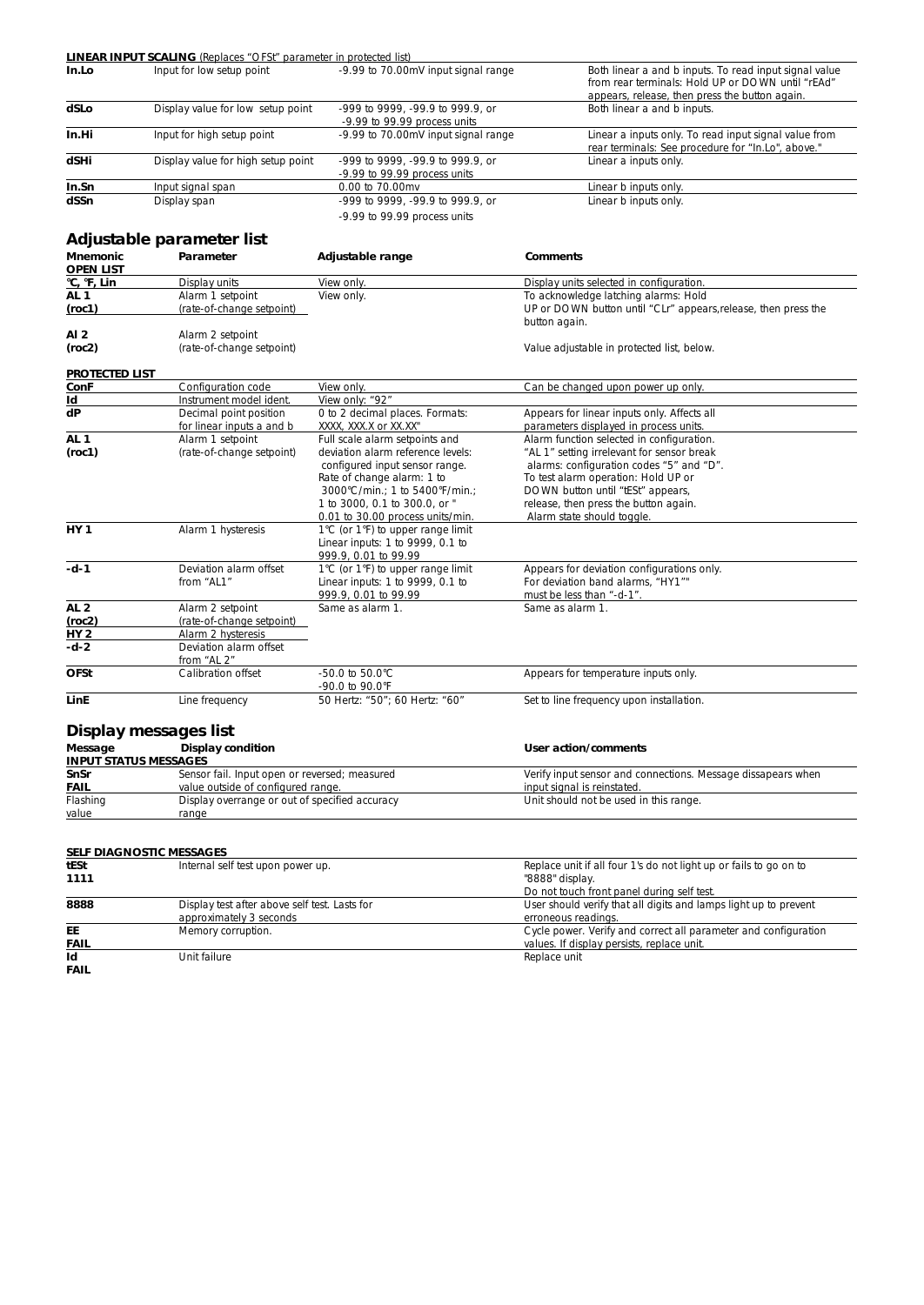**LINEAR INPUT SCALING** (Replaces "OFSt" parameter in protected list)

| | | | |
|---|---|---|---|
| **In.Lo** | Input for low setup point | -9.99 to 70.00mV input signal range | Both linear a and b inputs. To read input signal value from rear terminals: Hold UP or DOWN until "rEAd" appears, release, then press the button again. |
| **dSLo** | Display value for low setup point | -999 to 9999, -99.9 to 999.9, or -9.99 to 99.99 process units | Both linear a and b inputs. |
| **In.Hi** | Input for high setup point | -9.99 to 70.00mV input signal range | Linear a inputs only. To read input signal value from rear terminals: See procedure for "In.Lo", above." |
| **dSHi** | Display value for high setup point | -999 to 9999, -99.9 to 999.9, or -9.99 to 99.99 process units | Linear a inputs only. |
| **In.Sn** | Input signal span | 0.00 to 70.00mv | Linear b inputs only. |
| **dSSn** | Display span | -999 to 9999, -99.9 to 999.9, or -9.99 to 99.99 process units | Linear b inputs only. |

## Adjustable parameter list

| Mnemonic | Parameter | Adjustable range | Comments |
|---|---|---|---|
| **OPEN LIST** | | | |
| **°C, °F, Lin** | Display units | View only. | Display units selected in configuration. |
| **AL 1 (roc1)** | Alarm 1 setpoint (rate-of-change setpoint) | View only. | To acknowledge latching alarms: Hold UP or DOWN button until "CLr" appears,release, then press the button again. |
| **Al 2 (roc2)** | Alarm 2 setpoint (rate-of-change setpoint) | | Value adjustable in protected list, below. |
| **PROTECTED LIST** | | | |
| **ConF** | Configuration code | View only. | Can be changed upon power up only. |
| **Id** | Instrument model ident. | View only: "92" | |
| **dP** | Decimal point position for linear inputs a and b | 0 to 2 decimal places. Formats: XXXX, XXX.X or XX.XX" | Appears for linear inputs only. Affects all parameters displayed in process units. |
| **AL 1 (roc1)** | Alarm 1 setpoint (rate-of-change setpoint) | Full scale alarm setpoints and deviation alarm reference levels: configured input sensor range. Rate of change alarm: 1 to 3000°C/min.; 1 to 5400°F/min.; 1 to 3000, 0.1 to 300.0, or " 0.01 to 30.00 process units/min. | Alarm function selected in configuration. "AL 1" setting irrelevant for sensor break alarms: configuration codes "5" and "D". To test alarm operation: Hold UP or DOWN button until "tESt" appears, release, then press the button again. Alarm state should toggle. |
| **HY 1** | Alarm 1 hysteresis | 1°C (or 1°F) to upper range limit Linear inputs: 1 to 9999, 0.1 to 999.9, 0.01 to 99.99 | |
| **-d-1** | Deviation alarm offset from "AL1" | 1°C (or 1°F) to upper range limit Linear inputs: 1 to 9999, 0.1 to 999.9, 0.01 to 99.99 | Appears for deviation configurations only. For deviation band alarms, "HY1"" must be less than "-d-1". |
| **AL 2 (roc2)** | Alarm 2 setpoint (rate-of-change setpoint) | Same as alarm 1. | Same as alarm 1. |
| **HY 2** | Alarm 2 hysteresis | | |
| **-d-2** | Deviation alarm offset from "AL 2" | | |
| **OFSt** | Calibration offset | -50.0 to 50.0°C -90.0 to 90.0°F | Appears for temperature inputs only. |
| **LinE** | Line frequency | 50 Hertz: "50"; 60 Hertz: "60" | Set to line frequency upon installation. |

## Display messages list

| Message | Display condition | User action/comments |
|---|---|---|
| **INPUT STATUS MESSAGES** | | |
| **SnSr FAIL** | Sensor fail. Input open or reversed; measured value outside of configured range. | Verify input sensor and connections. Message dissapears when input signal is reinstated. |
| Flashing value | Display overrange or out of specified accuracy range | Unit should not be used in this range. |

| | | |
|---|---|---|
| **SELF DIAGNOSTIC MESSAGES** | | |
| **tESt 1111** | Internal self test upon power up. | Replace unit if all four 1's do not light up or fails to go on to "8888" display. Do not touch front panel during self test. |
| **8888** | Display test after above self test. Lasts for approximately 3 seconds | User should verify that all digits and lamps light up to prevent erroneous readings. |
| **EE FAIL** | Memory corruption. | Cycle power. Verify and correct all parameter and configuration values. If display persists, replace unit. |
| **Id FAIL** | Unit failure | Replace unit |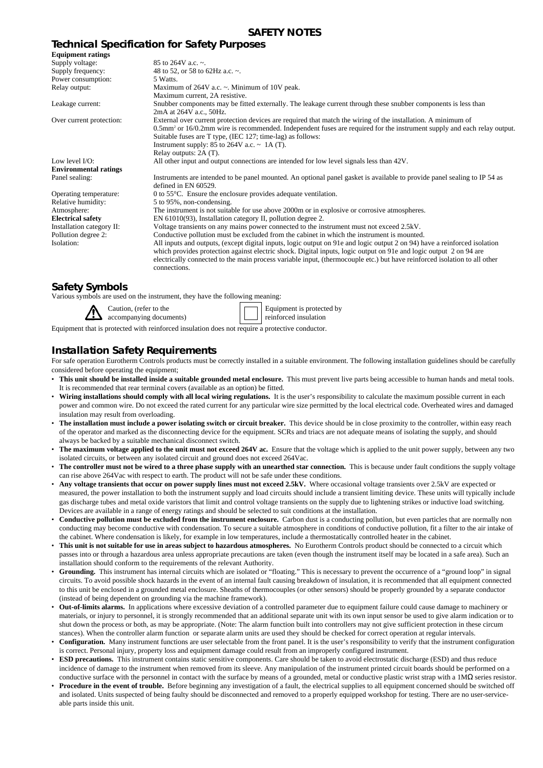## SAFETY NOTES

### Technical Specification for Safety Purposes

| | |
|---|---|
| **Equipment ratings** | |
| Supply voltage: | 85 to 264V a.c. ~. |
| Supply frequency: | 48 to 52, or 58 to 62Hz a.c. ~. |
| Power consumption: | 5 Watts. |
| Relay output: | Maximum of 264V a.c. ~. Minimum of 10V peak. Maximum current, 2A resistive. |
| Leakage current: | Snubber components may be fitted externally. The leakage current through these snubber components is less than 2mA at 264V a.c., 50Hz. |
| Over current protection: | External over current protection devices are required that match the wiring of the installation. A minimum of 0.5mm² or 16/0.2mm wire is recommended. Independent fuses are required for the instrument supply and each relay output. Suitable fuses are T type, (IEC 127; time-lag) as follows: Instrument supply: 85 to 264V a.c. ~ 1A (T). Relay outputs: 2A (T). |
| Low level I/O: | All other input and output connections are intended for low level signals less than 42V. |
| **Environmental ratings** | |
| Panel sealing: | Instruments are intended to be panel mounted. An optional panel gasket is available to provide panel sealing to IP 54 as defined in EN 60529. |
| Operating temperature: | 0 to 55°C. Ensure the enclosure provides adequate ventilation. |
| Relative humidity: | 5 to 95%, non-condensing. |
| Atmosphere: | The instrument is not suitable for use above 2000m or in explosive or corrosive atmospheres. |
| **Electrical safety** | EN 61010(93), Installation category II, pollution degree 2. |
| Installation category II: | Voltage transients on any mains power connected to the instrument must not exceed 2.5kV. |
| Pollution degree 2: | Conductive pollution must be excluded from the cabinet in which the instrument is mounted. |
| Isolation: | All inputs and outputs, (except digital inputs, logic output on 91e and logic output 2 on 94) have a reinforced isolation which provides protection against electric shock. Digital inputs, logic output on 91e and logic output 2 on 94 are electrically connected to the main process variable input, (thermocouple etc.) but have reinforced isolation to all other connections. |

### Safety Symbols

Various symbols are used on the instrument, they have the following meaning:

⚠ Caution, (refer to the accompanying documents)

▢ Equipment is protected by reinforced insulation

Equipment that is protected with reinforced insulation does not require a protective conductor.

### Installation Safety Requirements

For safe operation Eurotherm Controls products must be correctly installed in a suitable environment. The following installation guidelines should be carefully considered before operating the equipment;

- **This unit should be installed inside a suitable grounded metal enclosure.** This must prevent live parts being accessible to human hands and metal tools. It is recommended that rear terminal covers (available as an option) be fitted.
- **Wiring installations should comply with all local wiring regulations.** It is the user's responsibility to calculate the maximum possible current in each power and common wire. Do not exceed the rated current for any particular wire size permitted by the local electrical code. Overheated wires and damaged insulation may result from overloading.
- **The installation must include a power isolating switch or circuit breaker.** This device should be in close proximity to the controller, within easy reach of the operator and marked as the disconnecting device for the equipment. SCRs and triacs are not adequate means of isolating the supply, and should always be backed by a suitable mechanical disconnect switch.
- **The maximum voltage applied to the unit must not exceed 264V ac.** Ensure that the voltage which is applied to the unit power supply, between any two isolated circuits, or between any isolated circuit and ground does not exceed 264Vac.
- **The controller must not be wired to a three phase supply with an unearthed star connection.** This is because under fault conditions the supply voltage can rise above 264Vac with respect to earth. The product will not be safe under these conditions.
- **Any voltage transients that occur on power supply lines must not exceed 2.5kV.** Where occasional voltage transients over 2.5kV are expected or measured, the power installation to both the instrument supply and load circuits should include a transient limiting device. These units will typically include gas discharge tubes and metal oxide varistors that limit and control voltage transients on the supply due to lightening strikes or inductive load switching. Devices are available in a range of energy ratings and should be selected to suit conditions at the installation.
- **Conductive pollution must be excluded from the instrument enclosure.** Carbon dust is a conducting pollution, but even particles that are normally non conducting may become conductive with condensation. To secure a suitable atmosphere in conditions of conductive pollution, fit a filter to the air intake of the cabinet. Where condensation is likely, for example in low temperatures, include a thermostatically controlled heater in the cabinet.
- **This unit is not suitable for use in areas subject to hazardous atmospheres.** No Eurotherm Controls product should be connected to a circuit which passes into or through a hazardous area unless appropriate precautions are taken (even though the instrument itself may be located in a safe area). Such an installation should conform to the requirements of the relevant Authority.
- **Grounding.** This instrument has internal circuits which are isolated or "floating." This is necessary to prevent the occurrence of a "ground loop" in signal circuits. To avoid possible shock hazards in the event of an internal fault causing breakdown of insulation, it is recommended that all equipment connected to this unit be enclosed in a grounded metal enclosure. Sheaths of thermocouples (or other sensors) should be properly grounded by a separate conductor (instead of being dependent on grounding via the machine framework).
- **Out-of-limits alarms.** In applications where excessive deviation of a controlled parameter due to equipment failure could cause damage to machinery or materials, or injury to personnel, it is strongly recommended that an additional separate unit with its own input sensor be used to give alarm indication or to shut down the process or both, as may be appropriate. (Note: The alarm function built into controllers may not give sufficient protection in these circum stances). When the controller alarm function or separate alarm units are used they should be checked for correct operation at regular intervals.
- **Configuration.** Many instrument functions are user selectable from the front panel. It is the user's responsibility to verify that the instrument configuration is correct. Personal injury, property loss and equipment damage could result from an improperly configured instrument.
- **ESD precautions.** This instrument contains static sensitive components. Care should be taken to avoid electrostatic discharge (ESD) and thus reduce incidence of damage to the instrument when removed from its sleeve. Any manipulation of the instrument printed circuit boards should be performed on a conductive surface with the personnel in contact with the surface by means of a grounded, metal or conductive plastic wrist strap with a 1MΩ series resistor.
- **Procedure in the event of trouble.** Before beginning any investigation of a fault, the electrical supplies to all equipment concerned should be switched off and isolated. Units suspected of being faulty should be disconnected and removed to a properly equipped workshop for testing. There are no user-serviceable parts inside this unit.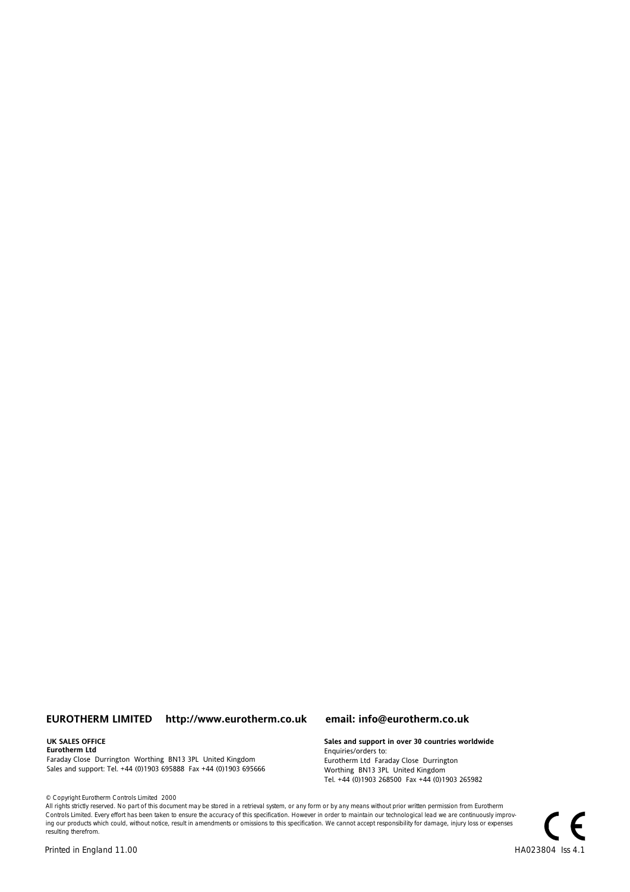**EUROTHERM LIMITED    http://www.eurotherm.co.uk    email: info@eurotherm.co.uk**

**UK SALES OFFICE**
**Eurotherm Ltd**
Faraday Close Durrington Worthing BN13 3PL United Kingdom
Sales and support: Tel. +44 (0)1903 695888 Fax +44 (0)1903 695666

**Sales and support in over 30 countries worldwide**
Enquiries/orders to:
Eurotherm Ltd Faraday Close Durrington
Worthing BN13 3PL United Kingdom
Tel. +44 (0)1903 268500 Fax +44 (0)1903 265982

© Copyright Eurotherm Controls Limited 2000
All rights strictly reserved. No part of this document may be stored in a retrieval system, or any form or by any means without prior written permission from Eurotherm Controls Limited. Every effort has been taken to ensure the accuracy of this specification. However in order to maintain our technological lead we are continuously improving our products which could, without notice, result in amendments or omissions to this specification. We cannot accept responsibility for damage, injury loss or expenses resulting therefrom.

CE

Printed in England 11.00

HA023804 Iss 4.1